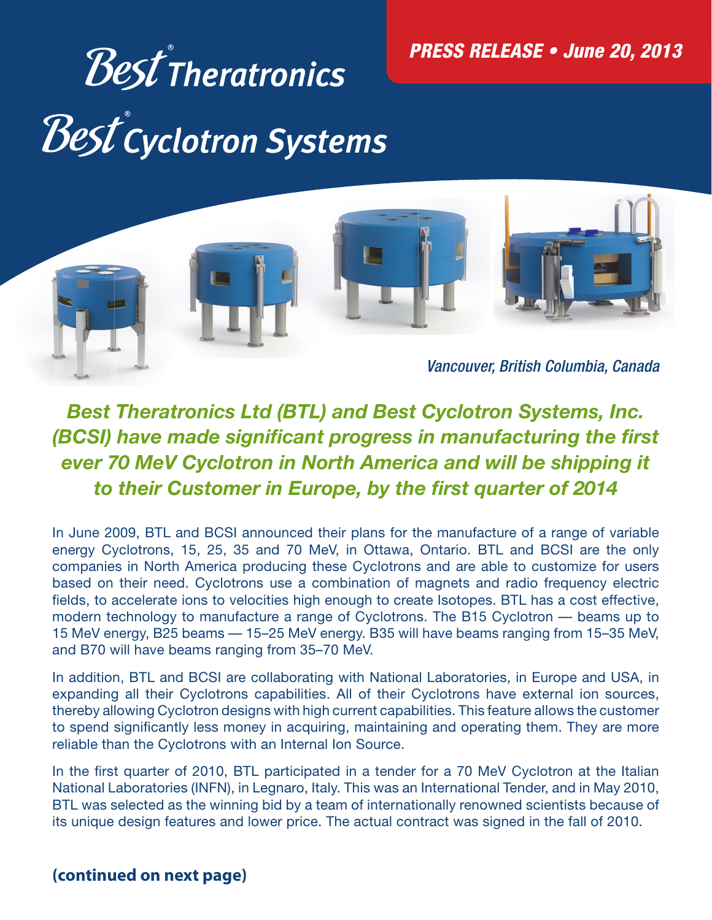# Best® Theratronics

# Best® Cyclotron Systems

*PRESS RELEASE • June 20, 2013*

*Vancouver, British Columbia, Canada*

## *Best Theratronics Ltd (BTL) and Best Cyclotron Systems, Inc. (BCSI) have made significant progress in manufacturing the first ever 70 MeV Cyclotron in North America and will be shipping it to their Customer in Europe, by the first quarter of 2014*

In June 2009, BTL and BCSI announced their plans for the manufacture of a range of variable energy Cyclotrons, 15, 25, 35 and 70 MeV, in Ottawa, Ontario. BTL and BCSI are the only companies in North America producing these Cyclotrons and are able to customize for users based on their need. Cyclotrons use a combination of magnets and radio frequency electric fields, to accelerate ions to velocities high enough to create Isotopes. BTL has a cost effective, modern technology to manufacture a range of Cyclotrons. The B15 Cyclotron — beams up to 15 MeV energy, B25 beams — 15–25 MeV energy. B35 will have beams ranging from 15–35 MeV, and B70 will have beams ranging from 35–70 MeV.

In addition, BTL and BCSI are collaborating with National Laboratories, in Europe and USA, in expanding all their Cyclotrons capabilities. All of their Cyclotrons have external ion sources, thereby allowing Cyclotron designs with high current capabilities. This feature allows the customer to spend significantly less money in acquiring, maintaining and operating them. They are more reliable than the Cyclotrons with an Internal Ion Source.

In the first quarter of 2010, BTL participated in a tender for a 70 MeV Cyclotron at the Italian National Laboratories (INFN), in Legnaro, Italy. This was an International Tender, and in May 2010, BTL was selected as the winning bid by a team of internationally renowned scientists because of its unique design features and lower price. The actual contract was signed in the fall of 2010.

**(continued on next page)**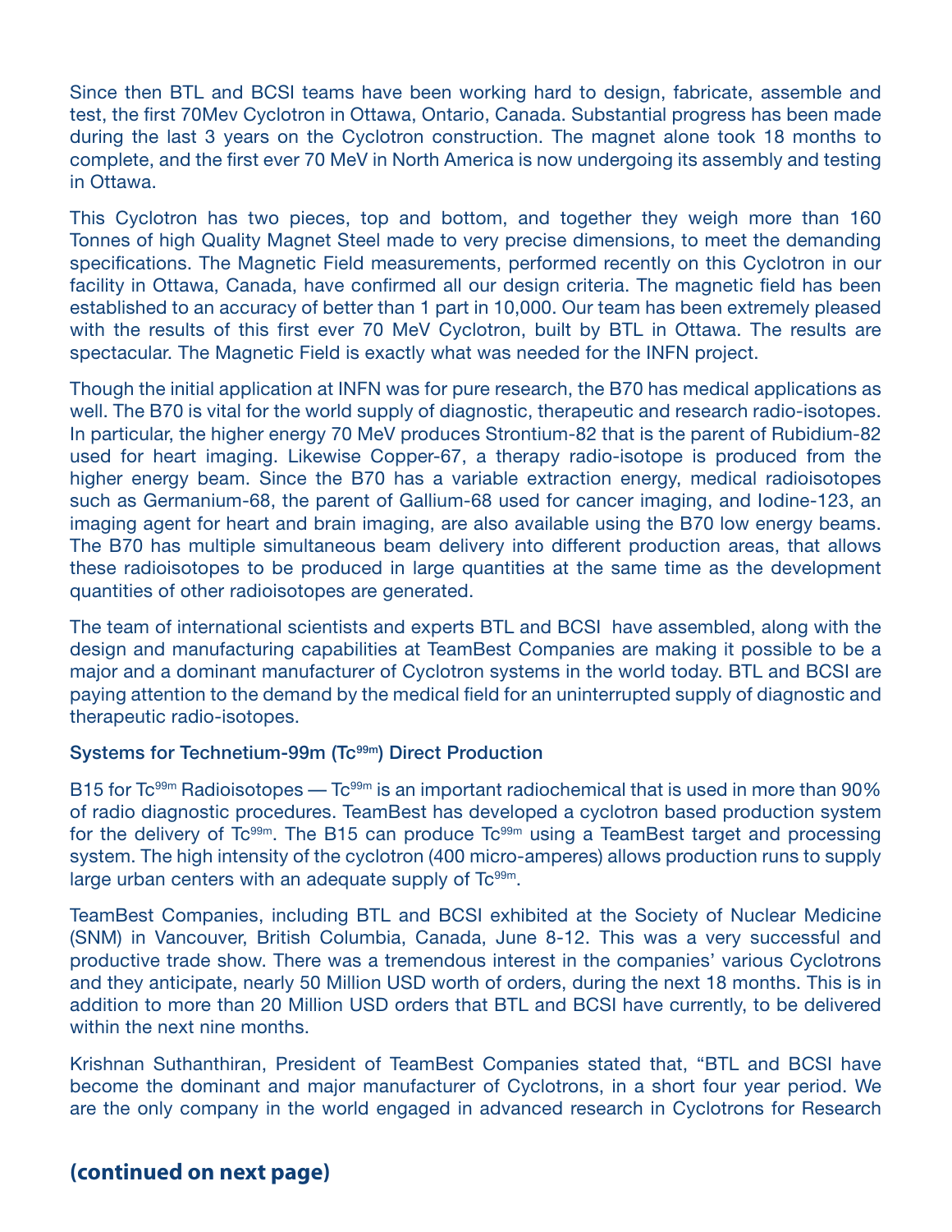Since then BTL and BCSI teams have been working hard to design, fabricate, assemble and test, the first 70Mev Cyclotron in Ottawa, Ontario, Canada. Substantial progress has been made during the last 3 years on the Cyclotron construction. The magnet alone took 18 months to complete, and the first ever 70 MeV in North America is now undergoing its assembly and testing in Ottawa.

This Cyclotron has two pieces, top and bottom, and together they weigh more than 160 Tonnes of high Quality Magnet Steel made to very precise dimensions, to meet the demanding specifications. The Magnetic Field measurements, performed recently on this Cyclotron in our facility in Ottawa, Canada, have confirmed all our design criteria. The magnetic field has been established to an accuracy of better than 1 part in 10,000. Our team has been extremely pleased with the results of this first ever 70 MeV Cyclotron, built by BTL in Ottawa. The results are spectacular. The Magnetic Field is exactly what was needed for the INFN project.

Though the initial application at INFN was for pure research, the B70 has medical applications as well. The B70 is vital for the world supply of diagnostic, therapeutic and research radio-isotopes. In particular, the higher energy 70 MeV produces Strontium-82 that is the parent of Rubidium-82 used for heart imaging. Likewise Copper-67, a therapy radio-isotope is produced from the higher energy beam. Since the B70 has a variable extraction energy, medical radioisotopes such as Germanium-68, the parent of Gallium-68 used for cancer imaging, and Iodine-123, an imaging agent for heart and brain imaging, are also available using the B70 low energy beams. The B70 has multiple simultaneous beam delivery into different production areas, that allows these radioisotopes to be produced in large quantities at the same time as the development quantities of other radioisotopes are generated.

The team of international scientists and experts BTL and BCSI have assembled, along with the design and manufacturing capabilities at TeamBest Companies are making it possible to be a major and a dominant manufacturer of Cyclotron systems in the world today. BTL and BCSI are paying attention to the demand by the medical field for an uninterrupted supply of diagnostic and therapeutic radio-isotopes.

### Systems for Technetium-99m ($Tc^{99m}$) Direct Production

B15 for $Tc^{99m}$ Radioisotopes — $Tc^{99m}$ is an important radiochemical that is used in more than 90% of radio diagnostic procedures. TeamBest has developed a cyclotron based production system for the delivery of $Tc^{99m}$. The B15 can produce $Tc^{99m}$ using a TeamBest target and processing system. The high intensity of the cyclotron (400 micro-amperes) allows production runs to supply large urban centers with an adequate supply of $Tc^{99m}$.

TeamBest Companies, including BTL and BCSI exhibited at the Society of Nuclear Medicine (SNM) in Vancouver, British Columbia, Canada, June 8-12. This was a very successful and productive trade show. There was a tremendous interest in the companies' various Cyclotrons and they anticipate, nearly 50 Million USD worth of orders, during the next 18 months. This is in addition to more than 20 Million USD orders that BTL and BCSI have currently, to be delivered within the next nine months.

Krishnan Suthanthiran, President of TeamBest Companies stated that, "BTL and BCSI have become the dominant and major manufacturer of Cyclotrons, in a short four year period. We are the only company in the world engaged in advanced research in Cyclotrons for Research

**(continued on next page)**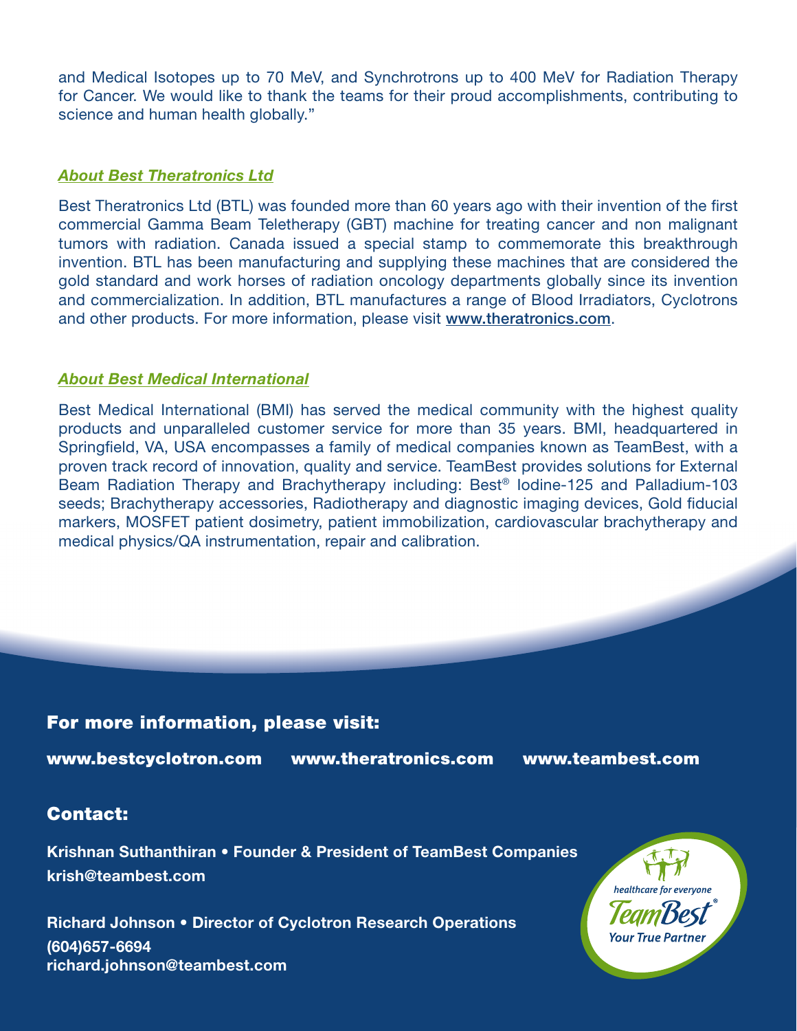and Medical Isotopes up to 70 MeV, and Synchrotrons up to 400 MeV for Radiation Therapy for Cancer. We would like to thank the teams for their proud accomplishments, contributing to science and human health globally."

### *About Best Theratronics Ltd*

Best Theratronics Ltd (BTL) was founded more than 60 years ago with their invention of the first commercial Gamma Beam Teletherapy (GBT) machine for treating cancer and non malignant tumors with radiation. Canada issued a special stamp to commemorate this breakthrough invention. BTL has been manufacturing and supplying these machines that are considered the gold standard and work horses of radiation oncology departments globally since its invention and commercialization. In addition, BTL manufactures a range of Blood Irradiators, Cyclotrons and other products. For more information, please visit www.theratronics.com.

### *About Best Medical International*

Best Medical International (BMI) has served the medical community with the highest quality products and unparalleled customer service for more than 35 years. BMI, headquartered in Springfield, VA, USA encompasses a family of medical companies known as TeamBest, with a proven track record of innovation, quality and service. TeamBest provides solutions for External Beam Radiation Therapy and Brachytherapy including: Best® Iodine-125 and Palladium-103 seeds; Brachytherapy accessories, Radiotherapy and diagnostic imaging devices, Gold fiducial markers, MOSFET patient dosimetry, patient immobilization, cardiovascular brachytherapy and medical physics/QA instrumentation, repair and calibration.

## For more information, please visit:

**www.bestcyclotron.com  www.theratronics.com  www.teambest.com**

## Contact:

**Krishnan Suthanthiran • Founder & President of TeamBest Companies**
**krish@teambest.com**

**Richard Johnson • Director of Cyclotron Research Operations**
**(604)657-6694**
**richard.johnson@teambest.com**

healthcare for everyone
TeamBest®
Your True Partner